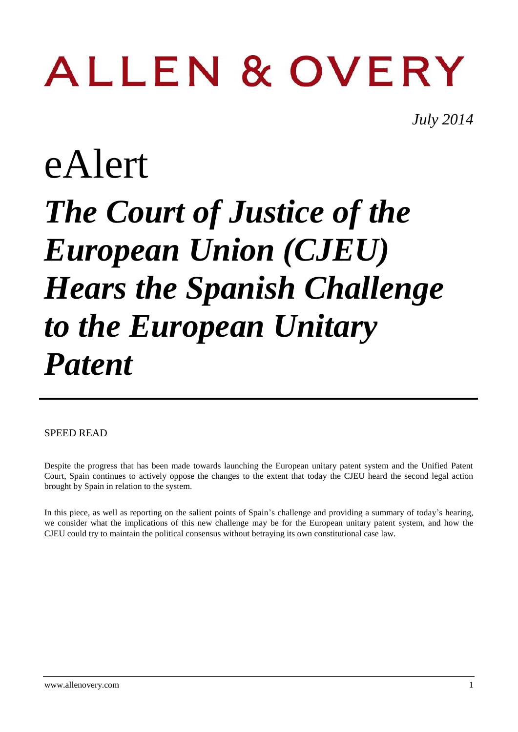# ALLEN & OVERY

*July 2014*

# eAlert

# ***The Court of Justice of the European Union (CJEU) Hears the Spanish Challenge to the European Unitary Patent***

SPEED READ

Despite the progress that has been made towards launching the European unitary patent system and the Unified Patent Court, Spain continues to actively oppose the changes to the extent that today the CJEU heard the second legal action brought by Spain in relation to the system.

In this piece, as well as reporting on the salient points of Spain's challenge and providing a summary of today's hearing, we consider what the implications of this new challenge may be for the European unitary patent system, and how the CJEU could try to maintain the political consensus without betraying its own constitutional case law.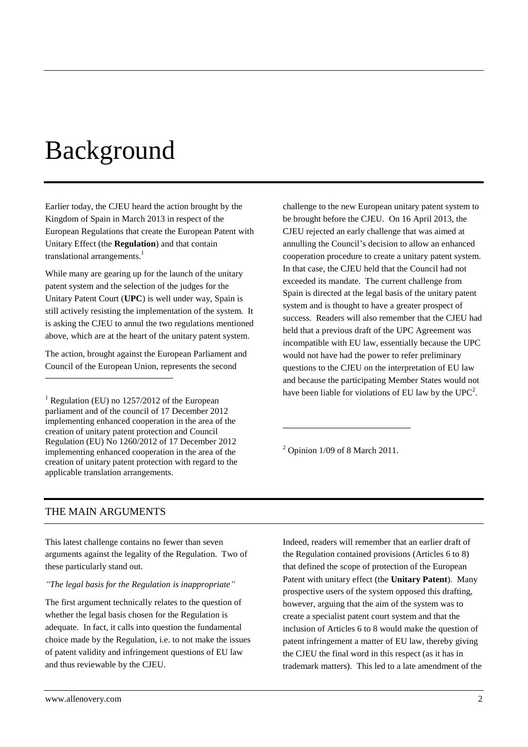# Background

Earlier today, the CJEU heard the action brought by the Kingdom of Spain in March 2013 in respect of the European Regulations that create the European Patent with Unitary Effect (the **Regulation**) and that contain translational arrangements.[1]

While many are gearing up for the launch of the unitary patent system and the selection of the judges for the Unitary Patent Court (**UPC**) is well under way, Spain is still actively resisting the implementation of the system. It is asking the CJEU to annul the two regulations mentioned above, which are at the heart of the unitary patent system.

The action, brought against the European Parliament and Council of the European Union, represents the second challenge to the new European unitary patent system to be brought before the CJEU. On 16 April 2013, the CJEU rejected an early challenge that was aimed at annulling the Council's decision to allow an enhanced cooperation procedure to create a unitary patent system. In that case, the CJEU held that the Council had not exceeded its mandate. The current challenge from Spain is directed at the legal basis of the unitary patent system and is thought to have a greater prospect of success. Readers will also remember that the CJEU had held that a previous draft of the UPC Agreement was incompatible with EU law, essentially because the UPC would not have had the power to refer preliminary questions to the CJEU on the interpretation of EU law and because the participating Member States would not have been liable for violations of EU law by the UPC[2].

[1] Regulation (EU) no 1257/2012 of the European parliament and of the council of 17 December 2012 implementing enhanced cooperation in the area of the creation of unitary patent protection and Council Regulation (EU) No 1260/2012 of 17 December 2012 implementing enhanced cooperation in the area of the creation of unitary patent protection with regard to the applicable translation arrangements.

[2] Opinion 1/09 of 8 March 2011.

## THE MAIN ARGUMENTS

This latest challenge contains no fewer than seven arguments against the legality of the Regulation. Two of these particularly stand out.

*"The legal basis for the Regulation is inappropriate"*

The first argument technically relates to the question of whether the legal basis chosen for the Regulation is adequate. In fact, it calls into question the fundamental choice made by the Regulation, i.e. to not make the issues of patent validity and infringement questions of EU law and thus reviewable by the CJEU.

Indeed, readers will remember that an earlier draft of the Regulation contained provisions (Articles 6 to 8) that defined the scope of protection of the European Patent with unitary effect (the **Unitary Patent**). Many prospective users of the system opposed this drafting, however, arguing that the aim of the system was to create a specialist patent court system and that the inclusion of Articles 6 to 8 would make the question of patent infringement a matter of EU law, thereby giving the CJEU the final word in this respect (as it has in trademark matters). This led to a late amendment of the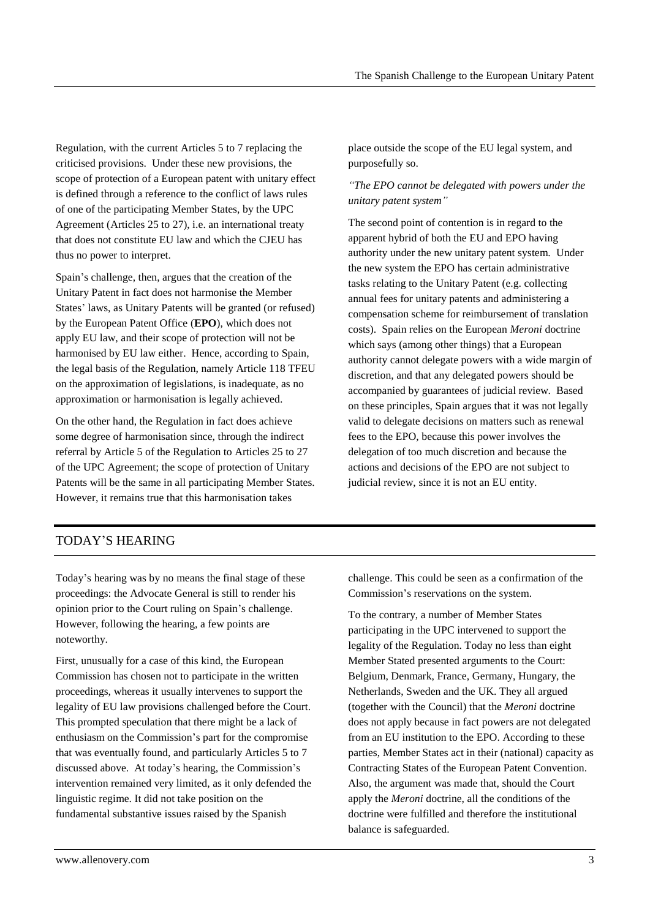Regulation, with the current Articles 5 to 7 replacing the criticised provisions. Under these new provisions, the scope of protection of a European patent with unitary effect is defined through a reference to the conflict of laws rules of one of the participating Member States, by the UPC Agreement (Articles 25 to 27), i.e. an international treaty that does not constitute EU law and which the CJEU has thus no power to interpret.

Spain's challenge, then, argues that the creation of the Unitary Patent in fact does not harmonise the Member States' laws, as Unitary Patents will be granted (or refused) by the European Patent Office (**EPO**), which does not apply EU law, and their scope of protection will not be harmonised by EU law either. Hence, according to Spain, the legal basis of the Regulation, namely Article 118 TFEU on the approximation of legislations, is inadequate, as no approximation or harmonisation is legally achieved.

On the other hand, the Regulation in fact does achieve some degree of harmonisation since, through the indirect referral by Article 5 of the Regulation to Articles 25 to 27 of the UPC Agreement; the scope of protection of Unitary Patents will be the same in all participating Member States. However, it remains true that this harmonisation takes place outside the scope of the EU legal system, and purposefully so.

*"The EPO cannot be delegated with powers under the unitary patent system"*

The second point of contention is in regard to the apparent hybrid of both the EU and EPO having authority under the new unitary patent system. Under the new system the EPO has certain administrative tasks relating to the Unitary Patent (e.g. collecting annual fees for unitary patents and administering a compensation scheme for reimbursement of translation costs). Spain relies on the European *Meroni* doctrine which says (among other things) that a European authority cannot delegate powers with a wide margin of discretion, and that any delegated powers should be accompanied by guarantees of judicial review. Based on these principles, Spain argues that it was not legally valid to delegate decisions on matters such as renewal fees to the EPO, because this power involves the delegation of too much discretion and because the actions and decisions of the EPO are not subject to judicial review, since it is not an EU entity.

## TODAY'S HEARING

Today's hearing was by no means the final stage of these proceedings: the Advocate General is still to render his opinion prior to the Court ruling on Spain's challenge. However, following the hearing, a few points are noteworthy.

First, unusually for a case of this kind, the European Commission has chosen not to participate in the written proceedings, whereas it usually intervenes to support the legality of EU law provisions challenged before the Court. This prompted speculation that there might be a lack of enthusiasm on the Commission's part for the compromise that was eventually found, and particularly Articles 5 to 7 discussed above. At today's hearing, the Commission's intervention remained very limited, as it only defended the linguistic regime. It did not take position on the fundamental substantive issues raised by the Spanish challenge. This could be seen as a confirmation of the Commission's reservations on the system.

To the contrary, a number of Member States participating in the UPC intervened to support the legality of the Regulation. Today no less than eight Member Stated presented arguments to the Court: Belgium, Denmark, France, Germany, Hungary, the Netherlands, Sweden and the UK. They all argued (together with the Council) that the *Meroni* doctrine does not apply because in fact powers are not delegated from an EU institution to the EPO. According to these parties, Member States act in their (national) capacity as Contracting States of the European Patent Convention. Also, the argument was made that, should the Court apply the *Meroni* doctrine, all the conditions of the doctrine were fulfilled and therefore the institutional balance is safeguarded.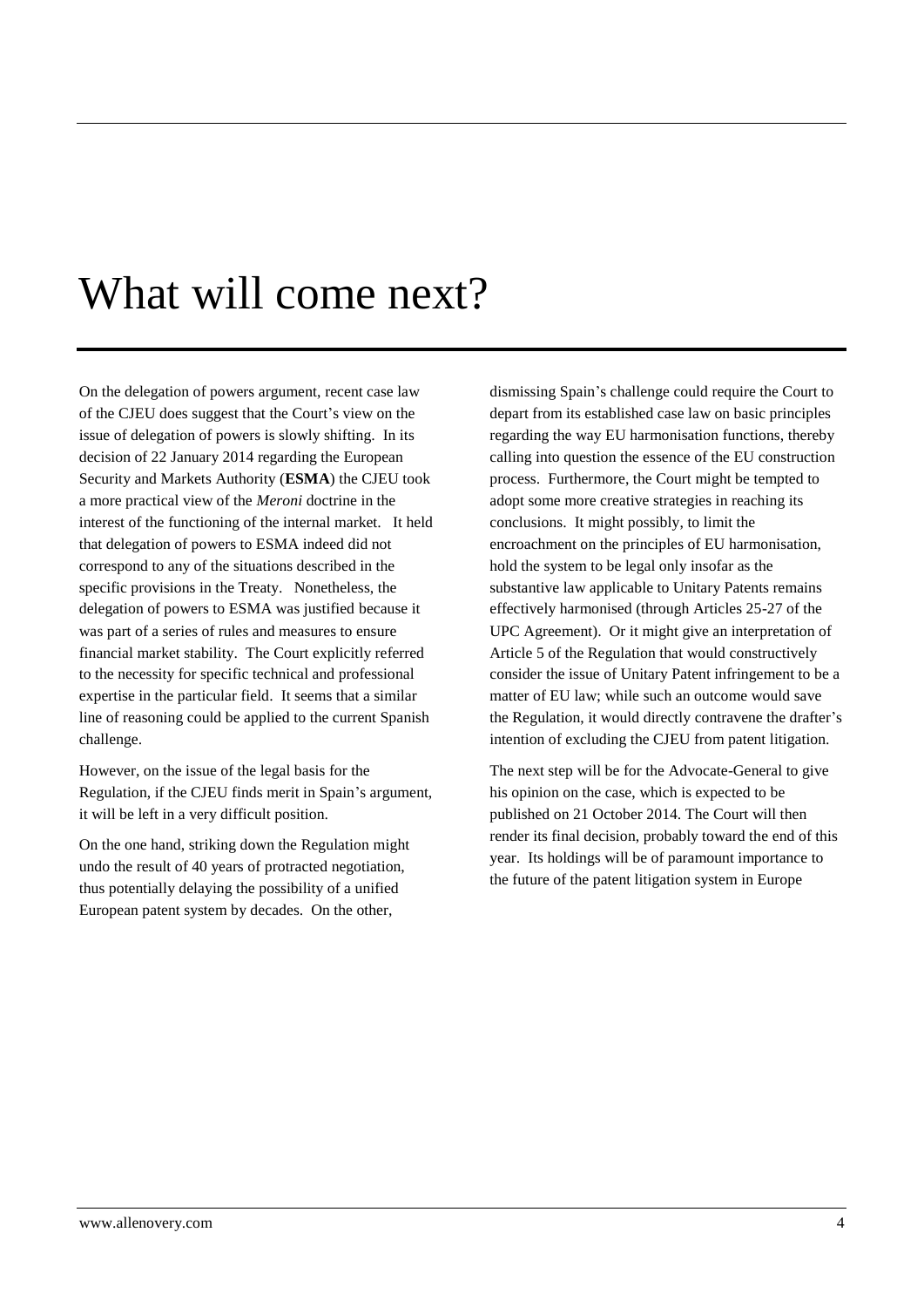# What will come next?

On the delegation of powers argument, recent case law of the CJEU does suggest that the Court's view on the issue of delegation of powers is slowly shifting. In its decision of 22 January 2014 regarding the European Security and Markets Authority (**ESMA**) the CJEU took a more practical view of the *Meroni* doctrine in the interest of the functioning of the internal market. It held that delegation of powers to ESMA indeed did not correspond to any of the situations described in the specific provisions in the Treaty. Nonetheless, the delegation of powers to ESMA was justified because it was part of a series of rules and measures to ensure financial market stability. The Court explicitly referred to the necessity for specific technical and professional expertise in the particular field. It seems that a similar line of reasoning could be applied to the current Spanish challenge.

However, on the issue of the legal basis for the Regulation, if the CJEU finds merit in Spain's argument, it will be left in a very difficult position.

On the one hand, striking down the Regulation might undo the result of 40 years of protracted negotiation, thus potentially delaying the possibility of a unified European patent system by decades. On the other, dismissing Spain's challenge could require the Court to depart from its established case law on basic principles regarding the way EU harmonisation functions, thereby calling into question the essence of the EU construction process. Furthermore, the Court might be tempted to adopt some more creative strategies in reaching its conclusions. It might possibly, to limit the encroachment on the principles of EU harmonisation, hold the system to be legal only insofar as the substantive law applicable to Unitary Patents remains effectively harmonised (through Articles 25-27 of the UPC Agreement). Or it might give an interpretation of Article 5 of the Regulation that would constructively consider the issue of Unitary Patent infringement to be a matter of EU law; while such an outcome would save the Regulation, it would directly contravene the drafter's intention of excluding the CJEU from patent litigation.

The next step will be for the Advocate-General to give his opinion on the case, which is expected to be published on 21 October 2014. The Court will then render its final decision, probably toward the end of this year. Its holdings will be of paramount importance to the future of the patent litigation system in Europe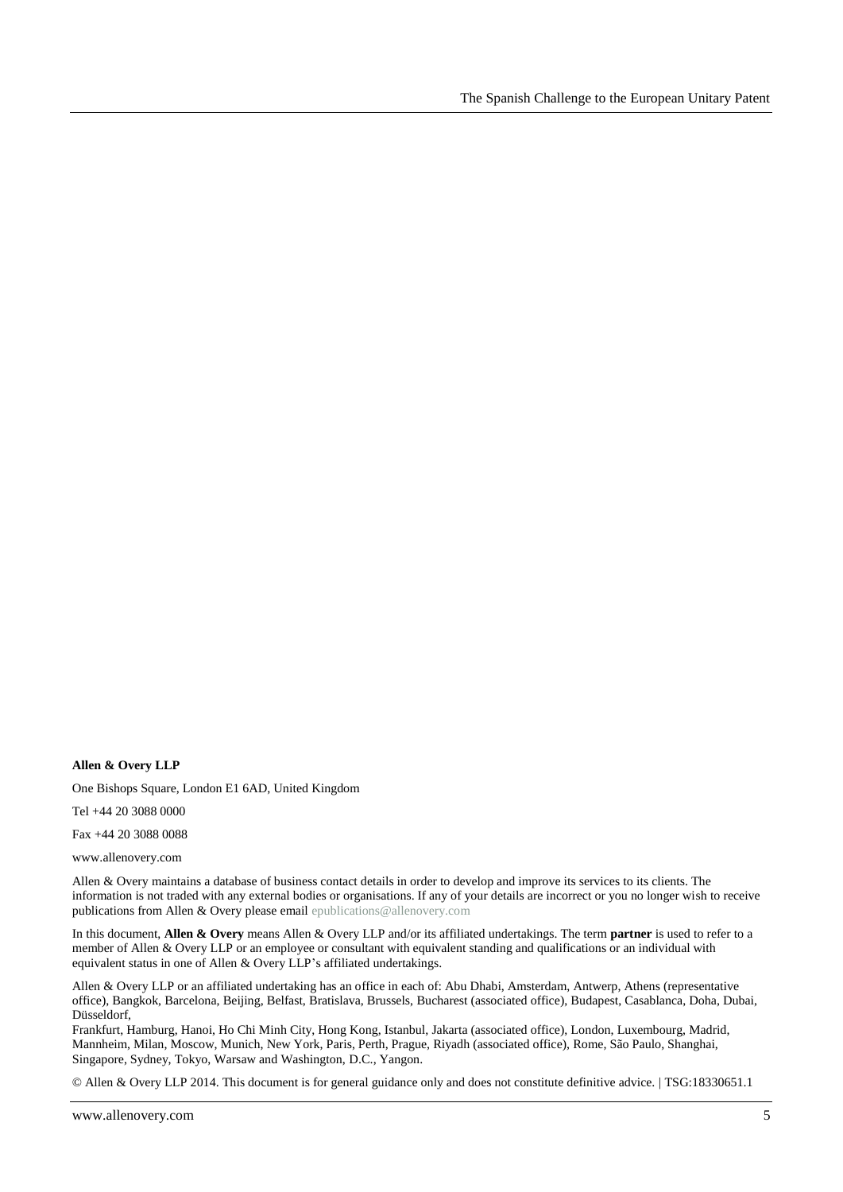**Allen & Overy LLP**

One Bishops Square, London E1 6AD, United Kingdom

Tel +44 20 3088 0000

Fax +44 20 3088 0088

www.allenovery.com

Allen & Overy maintains a database of business contact details in order to develop and improve its services to its clients. The information is not traded with any external bodies or organisations. If any of your details are incorrect or you no longer wish to receive publications from Allen & Overy please email epublications@allenovery.com

In this document, **Allen & Overy** means Allen & Overy LLP and/or its affiliated undertakings. The term **partner** is used to refer to a member of Allen & Overy LLP or an employee or consultant with equivalent standing and qualifications or an individual with equivalent status in one of Allen & Overy LLP's affiliated undertakings.

Allen & Overy LLP or an affiliated undertaking has an office in each of: Abu Dhabi, Amsterdam, Antwerp, Athens (representative office), Bangkok, Barcelona, Beijing, Belfast, Bratislava, Brussels, Bucharest (associated office), Budapest, Casablanca, Doha, Dubai, Düsseldorf,
Frankfurt, Hamburg, Hanoi, Ho Chi Minh City, Hong Kong, Istanbul, Jakarta (associated office), London, Luxembourg, Madrid, Mannheim, Milan, Moscow, Munich, New York, Paris, Perth, Prague, Riyadh (associated office), Rome, São Paulo, Shanghai, Singapore, Sydney, Tokyo, Warsaw and Washington, D.C., Yangon.

© Allen & Overy LLP 2014. This document is for general guidance only and does not constitute definitive advice. | TSG:18330651.1